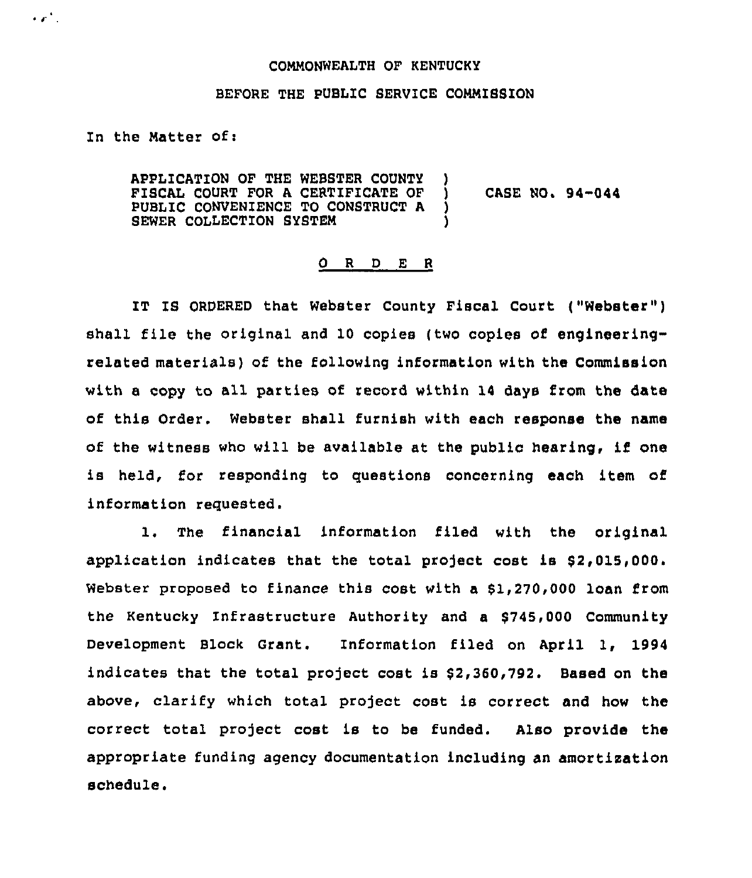COMMONWEALTH OF KENTUCKY

BEFORE THE PUBLIC SERVICE COMMISSION

In the Matter of:

APPLICATION OF THE WEBSTER COUNTY FISCAL COURT FOR A CERTIFICATE OF PUBLIC CONVENIENCE TO CONSTRUCT A SEWER COLLECTION SYSTEM ) CASE NO. 94-044

## O R D E R

IT IS ORDERED that Webster County Fiscal Court ("Webster") shall file the original and 10 copies (two copies of engineering-related materials) of the following information with the Commission with a copy to all parties of record within 14 days from the date of this Order. Webster shall furnish with each response the name of the witness who will be available at the public hearing, if one is held, for responding to questions concerning each item of information requested.

1. The financial information filed with the original application indicates that the total project cost is $2,015,000. Webster proposed to finance this cost with a $1,270,000 loan from the Kentucky Infrastructure Authority and a $745,000 Community Development Block Grant. Information filed on April 1, 1994 indicates that the total project cost is $2,360,792. Based on the above, clarify which total project cost is correct and how the correct total project cost is to be funded. Also provide the appropriate funding agency documentation including an amortization schedule.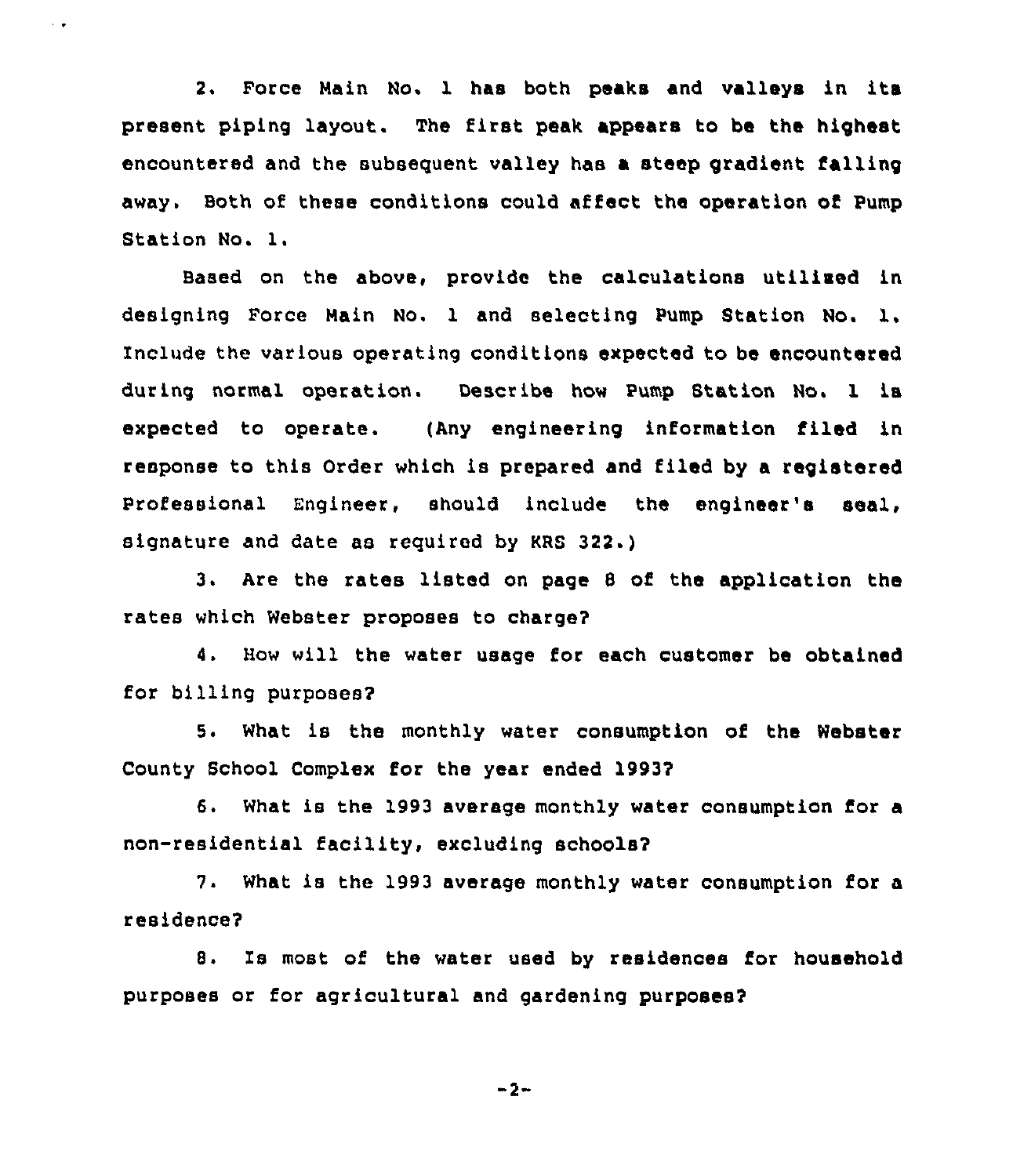2. Force Main No. 1 has both peaks and valleys in its present piping layout. The first peak appears to be the highest encountered and the subsequent valley has a steep gradient falling away. Both of these conditions could affect the operation of Pump Station No. 1.

Based on the above, provide the calculations utilized in designing Force Main No. 1 and selecting Pump Station No. 1. Include the various operating conditions expected to be encountered during normal operation. Describe how Pump Station No. 1 is expected to operate. (Any engineering information filed in response to this Order which is prepared and filed by a registered Professional Engineer, should include the engineer's seal, signature and date as required by KRS 322.)

3. Are the rates listed on page 8 of the application the rates which Webster proposes to charge?

4. How will the water usage for each customer be obtained for billing purposes?

5. What is the monthly water consumption of the Webster County School Complex for the year ended 1993?

6. What is the 1993 average monthly water consumption for a non-residential facility, excluding schools?

7. What is the 1993 average monthly water consumption for a residence?

8. Is most of the water used by residences for household purposes or for agricultural and gardening purposes?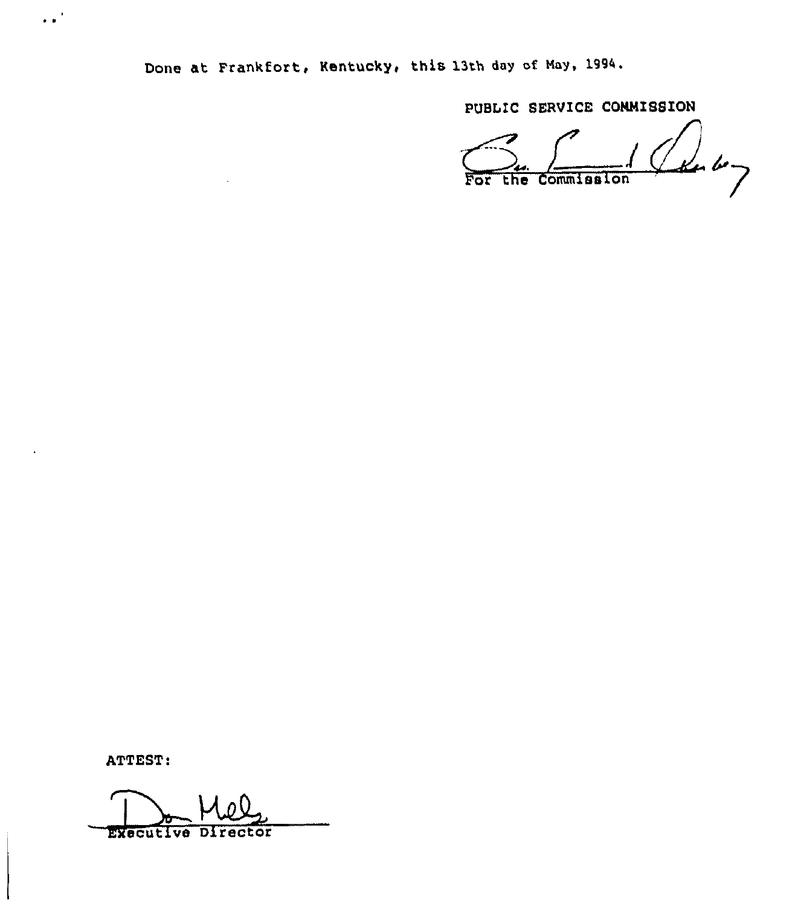Done at Frankfort, Kentucky, this 13th day of May, 1994.

PUBLIC SERVICE COMMISSION

For the Commission

ATTEST:

Executive Director